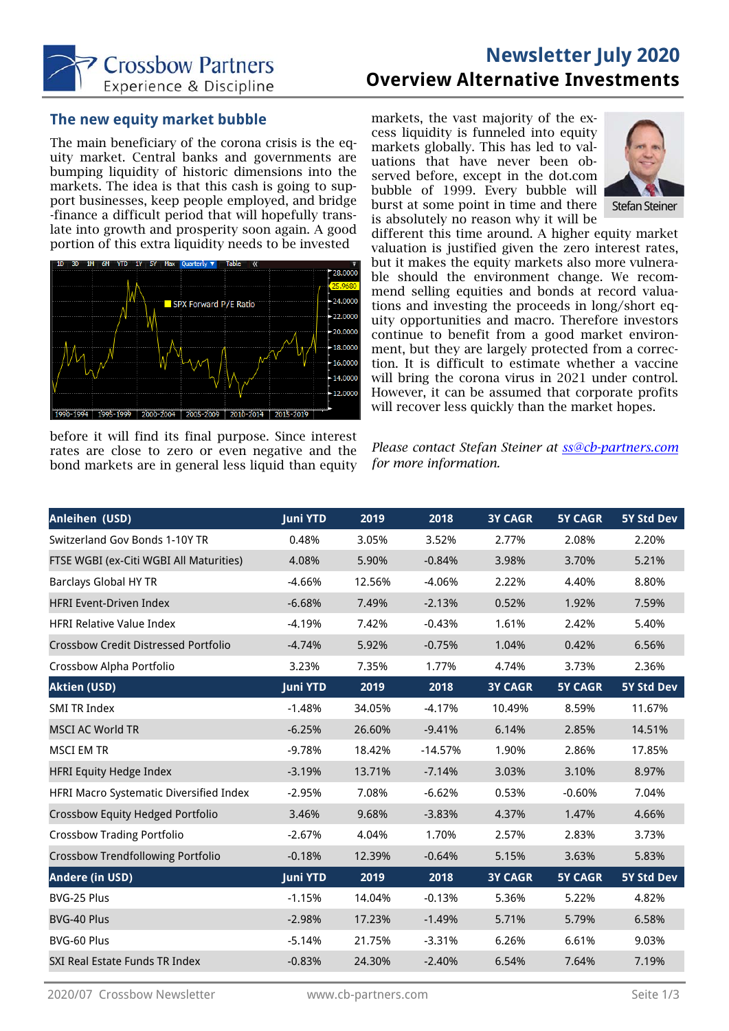# Newsletter July 2020

## Overview Alternative Investments

### The new equity market bubble

The main beneficiary of the corona crisis is the equity market. Central banks and governments are bumping liquidity of historic dimensions into the markets. The idea is that this cash is going to support businesses, keep people employed, and bridge-finance a difficult period that will hopefully translate into growth and prosperity soon again. A good portion of this extra liquidity needs to be invested before it will find its final purpose. Since interest rates are close to zero or even negative and the bond markets are in general less liquid than equity markets, the vast majority of the excess liquidity is funneled into equity markets globally. This has led to valuations that have never been observed before, except in the dot.com bubble of 1999. Every bubble will burst at some point in time and there is absolutely no reason why it will be different this time around. A higher equity market valuation is justified given the zero interest rates, but it makes the equity markets also more vulnerable should the environment change. We recommend selling equities and bonds at record valuations and investing the proceeds in long/short equity opportunities and macro. Therefore investors continue to benefit from a good market environment, but they are largely protected from a correction. It is difficult to estimate whether a vaccine will bring the corona virus in 2021 under control. However, it can be assumed that corporate profits will recover less quickly than the market hopes.

Stefan Steiner

*Please contact Stefan Steiner at [ss@cb-partners.com](mailto:ss@cb-partners.com) for more information.*

| Anleihen (USD) | Juni YTD | 2019 | 2018 | 3Y CAGR | 5Y CAGR | 5Y Std Dev |
|---|---|---|---|---|---|---|
| Switzerland Gov Bonds 1-10Y TR | 0.48% | 3.05% | 3.52% | 2.77% | 2.08% | 2.20% |
| FTSE WGBI (ex-Citi WGBI All Maturities) | 4.08% | 5.90% | -0.84% | 3.98% | 3.70% | 5.21% |
| Barclays Global HY TR | -4.66% | 12.56% | -4.06% | 2.22% | 4.40% | 8.80% |
| HFRI Event-Driven Index | -6.68% | 7.49% | -2.13% | 0.52% | 1.92% | 7.59% |
| HFRI Relative Value Index | -4.19% | 7.42% | -0.43% | 1.61% | 2.42% | 5.40% |
| Crossbow Credit Distressed Portfolio | -4.74% | 5.92% | -0.75% | 1.04% | 0.42% | 6.56% |
| Crossbow Alpha Portfolio | 3.23% | 7.35% | 1.77% | 4.74% | 3.73% | 2.36% |
| **Aktien (USD)** | **Juni YTD** | **2019** | **2018** | **3Y CAGR** | **5Y CAGR** | **5Y Std Dev** |
| SMI TR Index | -1.48% | 34.05% | -4.17% | 10.49% | 8.59% | 11.67% |
| MSCI AC World TR | -6.25% | 26.60% | -9.41% | 6.14% | 2.85% | 14.51% |
| MSCI EM TR | -9.78% | 18.42% | -14.57% | 1.90% | 2.86% | 17.85% |
| HFRI Equity Hedge Index | -3.19% | 13.71% | -7.14% | 3.03% | 3.10% | 8.97% |
| HFRI Macro Systematic Diversified Index | -2.95% | 7.08% | -6.62% | 0.53% | -0.60% | 7.04% |
| Crossbow Equity Hedged Portfolio | 3.46% | 9.68% | -3.83% | 4.37% | 1.47% | 4.66% |
| Crossbow Trading Portfolio | -2.67% | 4.04% | 1.70% | 2.57% | 2.83% | 3.73% |
| Crossbow Trendfollowing Portfolio | -0.18% | 12.39% | -0.64% | 5.15% | 3.63% | 5.83% |
| **Andere (in USD)** | **Juni YTD** | **2019** | **2018** | **3Y CAGR** | **5Y CAGR** | **5Y Std Dev** |
| BVG-25 Plus | -1.15% | 14.04% | -0.13% | 5.36% | 5.22% | 4.82% |
| BVG-40 Plus | -2.98% | 17.23% | -1.49% | 5.71% | 5.79% | 6.58% |
| BVG-60 Plus | -5.14% | 21.75% | -3.31% | 6.26% | 6.61% | 9.03% |
| SXI Real Estate Funds TR Index | -0.83% | 24.30% | -2.40% | 6.54% | 7.64% | 7.19% |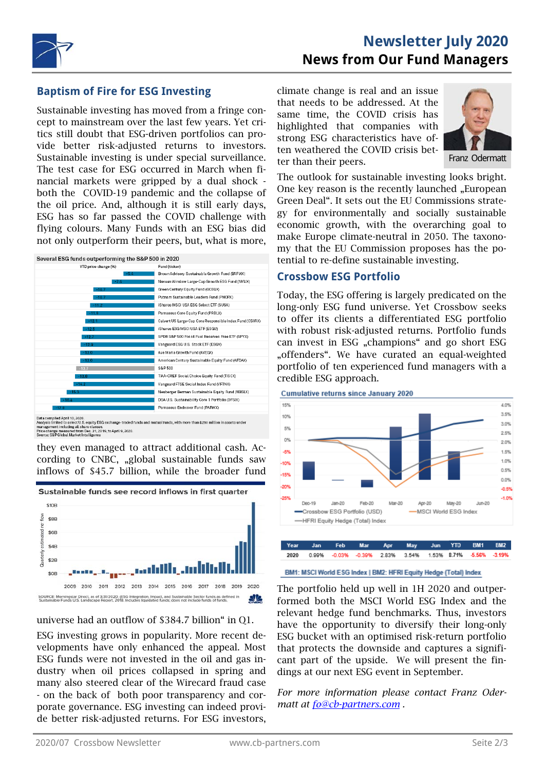# Newsletter July 2020
## News from Our Fund Managers

## Baptism of Fire for ESG Investing

Sustainable investing has moved from a fringe concept to mainstream over the last few years. Yet critics still doubt that ESG-driven portfolios can provide better risk-adjusted returns to investors. Sustainable investing is under special surveillance. The test case for ESG occurred in March when financial markets were gripped by a dual shock - both the COVID-19 pandemic and the collapse of the oil price. And, although it is still early days, ESG has so far passed the COVID challenge with flying colours. Many Funds with an ESG bias did not only outperform their peers, but, what is more, they even managed to attract additional cash. According to CNBC, „global sustainable funds saw inflows of $45.7 billion, while the broader fund universe had an outflow of $384.7 billion“ in Q1.

ESG investing grows in popularity. More recent developments have only enhanced the appeal. Most ESG funds were not invested in the oil and gas industry when oil prices collapsed in spring and many also steered clear of the Wirecard fraud case - on the back of both poor transparency and corporate governance. ESG investing can indeed provide better risk-adjusted returns. For ESG investors, climate change is real and an issue that needs to be addressed. At the same time, the COVID crisis has highlighted that companies with strong ESG characteristics have often weathered the COVID crisis better than their peers.

Franz Odermatt

The outlook for sustainable investing looks bright. One key reason is the recently launched „European Green Deal“. It sets out the EU Commissions strategy for environmentally and socially sustainable economic growth, with the overarching goal to make Europe climate-neutral in 2050. The taxonomy that the EU Commission proposes has the potential to re-define sustainable investing.

## Crossbow ESG Portfolio

Today, the ESG offering is largely predicated on the long-only ESG fund universe. Yet Crossbow seeks to offer its clients a differentiated ESG portfolio with robust risk-adjusted returns. Portfolio funds can invest in ESG „champions“ and go short ESG „offenders“. We have curated an equal-weighted portfolio of ten experienced fund managers with a credible ESG approach.

| Year | Jan | Feb | Mar | Apr | May | Jun | YTD | BM1 | BM2 |
|---|---|---|---|---|---|---|---|---|---|
| 2020 | 0.99% | -0.03% | -0.39% | 2.83% | 3.54% | 1.53% | 8.71% | -5.56% | -3.19% |

BM1: MSCI World ESG Index | BM2: HFRI Equity Hedge (Total) Index

The portfolio held up well in 1H 2020 and outperformed both the MSCI World ESG Index and the relevant hedge fund benchmarks. Thus, investors have the opportunity to diversify their long-only ESG bucket with an optimised risk-return portfolio that protects the downside and captures a significant part of the upside. We will present the findings at our next ESG event in September.

*For more information please contact Franz Odermatt at [fo@cb-partners.com](mailto:fo@cb-partners.com) .*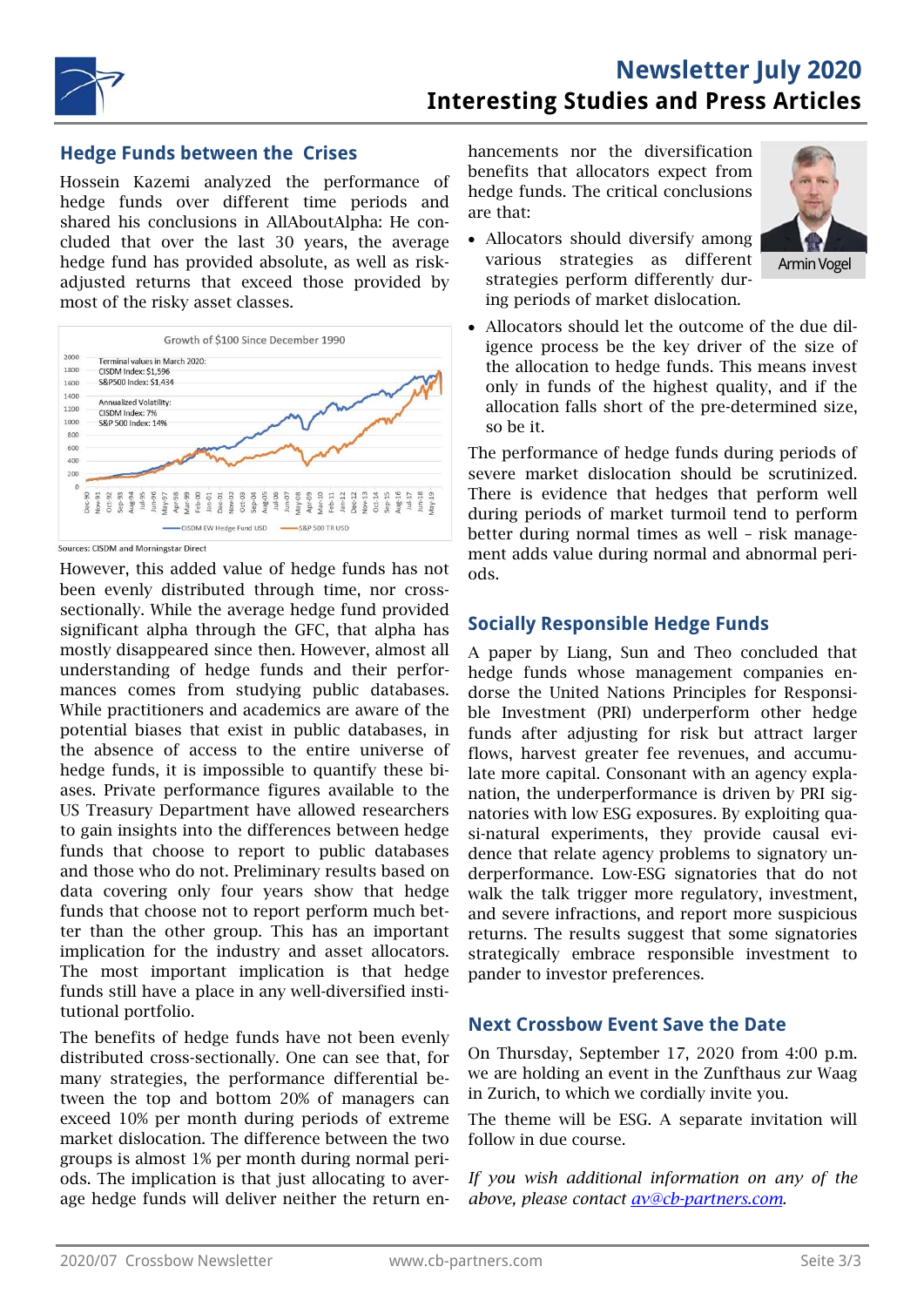# Newsletter July 2020

## Interesting Studies and Press Articles

### Hedge Funds between the Crises

Hossein Kazemi analyzed the performance of hedge funds over different time periods and shared his conclusions in AllAboutAlpha: He concluded that over the last 30 years, the average hedge fund has provided absolute, as well as risk-adjusted returns that exceed those provided by most of the risky asset classes.

Growth of $100 Since December 1990

Terminal values in March 2020:
CISDM Index: $1,596
S&P500 Index: $1,434

Annualized Volatility:
CISDM Index: 7%
S&P 500 Index: 14%

2000
1800
1600
1400
1200
1000
800
600
400
200
0

Dec-90 Nov-91 Oct-92 Sep-93 Aug-94 Jul-95 Jun-96 May-97 Apr-98 Mar-99 Feb-00 Jan-01 Dec-01 Nov-02 Oct-03 Sep-04 Aug-05 Jul-06 Jun-07 May-08 Apr-09 Mar-10 Feb-11 Jan-12 Dec-12 Nov-13 Oct-14 Sep-15 Aug-16 Jul-17 Jun-18 May-19

CISDM EW Hedge Fund USD
S&P 500 TR USD

Sources: CISDM and Morningstar Direct

However, this added value of hedge funds has not been evenly distributed through time, nor cross-sectionally. While the average hedge fund provided significant alpha through the GFC, that alpha has mostly disappeared since then. However, almost all understanding of hedge funds and their performances comes from studying public databases. While practitioners and academics are aware of the potential biases that exist in public databases, in the absence of access to the entire universe of hedge funds, it is impossible to quantify these biases. Private performance figures available to the US Treasury Department have allowed researchers to gain insights into the differences between hedge funds that choose to report to public databases and those who do not. Preliminary results based on data covering only four years show that hedge funds that choose not to report perform much better than the other group. This has an important implication for the industry and asset allocators. The most important implication is that hedge funds still have a place in any well-diversified institutional portfolio.

The benefits of hedge funds have not been evenly distributed cross-sectionally. One can see that, for many strategies, the performance differential between the top and bottom 20% of managers can exceed 10% per month during periods of extreme market dislocation. The difference between the two groups is almost 1% per month during normal periods. The implication is that just allocating to average hedge funds will deliver neither the return enhancements nor the diversification benefits that allocators expect from hedge funds. The critical conclusions are that:

Armin Vogel

- Allocators should diversify among various strategies as different strategies perform differently during periods of market dislocation.
- Allocators should let the outcome of the due diligence process be the key driver of the size of the allocation to hedge funds. This means invest only in funds of the highest quality, and if the allocation falls short of the pre-determined size, so be it.

The performance of hedge funds during periods of severe market dislocation should be scrutinized. There is evidence that hedges that perform well during periods of market turmoil tend to perform better during normal times as well – risk management adds value during normal and abnormal periods.

### Socially Responsible Hedge Funds

A paper by Liang, Sun and Theo concluded that hedge funds whose management companies endorse the United Nations Principles for Responsible Investment (PRI) underperform other hedge funds after adjusting for risk but attract larger flows, harvest greater fee revenues, and accumulate more capital. Consonant with an agency explanation, the underperformance is driven by PRI signatories with low ESG exposures. By exploiting quasi-natural experiments, they provide causal evidence that relate agency problems to signatory underperformance. Low-ESG signatories that do not walk the talk trigger more regulatory, investment, and severe infractions, and report more suspicious returns. The results suggest that some signatories strategically embrace responsible investment to pander to investor preferences.

### Next Crossbow Event Save the Date

On Thursday, September 17, 2020 from 4:00 p.m. we are holding an event in the Zunfthaus zur Waag in Zurich, to which we cordially invite you.

The theme will be ESG. A separate invitation will follow in due course.

*If you wish additional information on any of the above, please contact [av@cb-partners.com](mailto:av@cb-partners.com).*